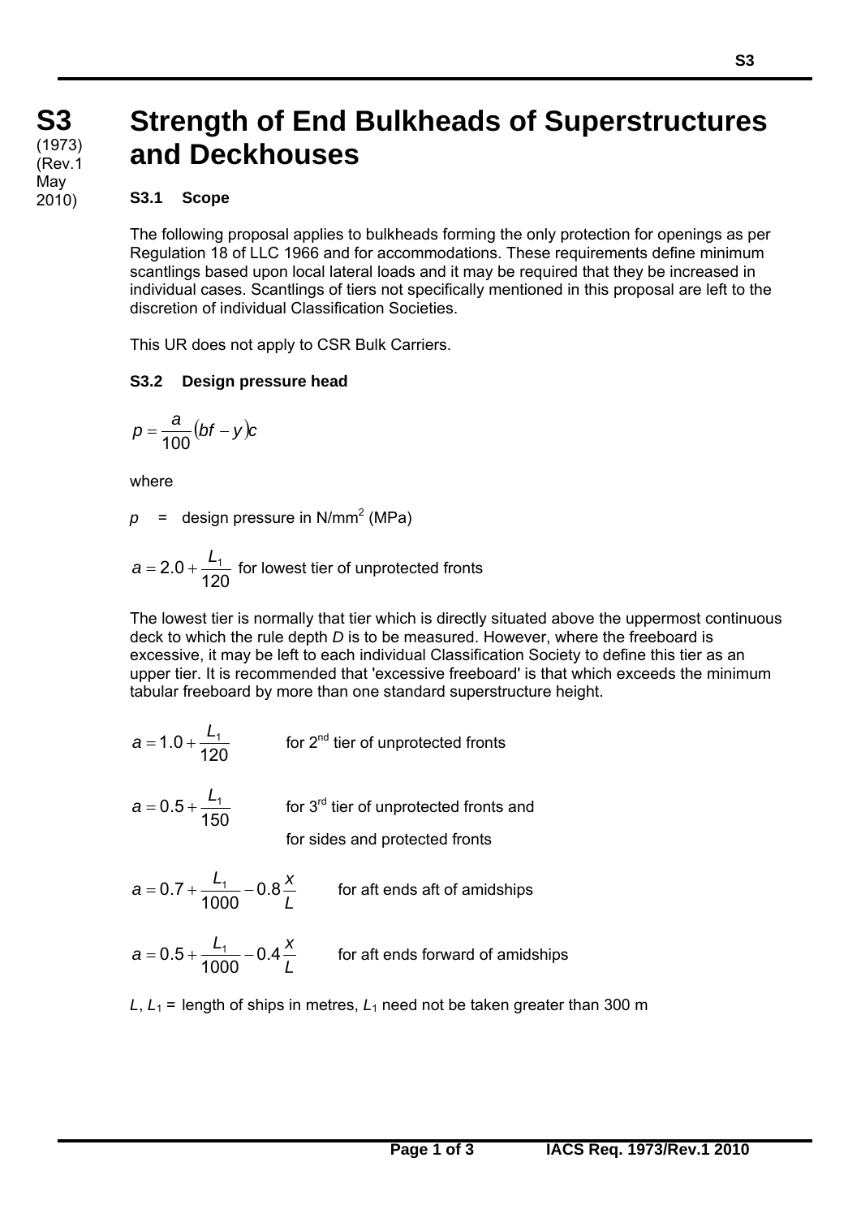**S3**
(1973)
(Rev.1
May
2010)

# Strength of End Bulkheads of Superstructures and Deckhouses

### S3.1 Scope

The following proposal applies to bulkheads forming the only protection for openings as per Regulation 18 of LLC 1966 and for accommodations. These requirements define minimum scantlings based upon local lateral loads and it may be required that they be increased in individual cases. Scantlings of tiers not specifically mentioned in this proposal are left to the discretion of individual Classification Societies.

This UR does not apply to CSR Bulk Carriers.

### S3.2 Design pressure head

$$p = \frac{a}{100}(bf - y)c$$

where

$p$ = design pressure in N/mm$^2$ (MPa)

$a = 2.0 + \frac{L_1}{120}$ for lowest tier of unprotected fronts

The lowest tier is normally that tier which is directly situated above the uppermost continuous deck to which the rule depth *D* is to be measured. However, where the freeboard is excessive, it may be left to each individual Classification Society to define this tier as an upper tier. It is recommended that 'excessive freeboard' is that which exceeds the minimum tabular freeboard by more than one standard superstructure height.

$a = 1.0 + \frac{L_1}{120}$ for 2nd tier of unprotected fronts

$a = 0.5 + \frac{L_1}{150}$ for 3rd tier of unprotected fronts and for sides and protected fronts

$a = 0.7 + \frac{L_1}{1000} - 0.8\frac{x}{L}$ for aft ends aft of amidships

$a = 0.5 + \frac{L_1}{1000} - 0.4\frac{x}{L}$ for aft ends forward of amidships

$L$, $L_1$ = length of ships in metres, $L_1$ need not be taken greater than 300 m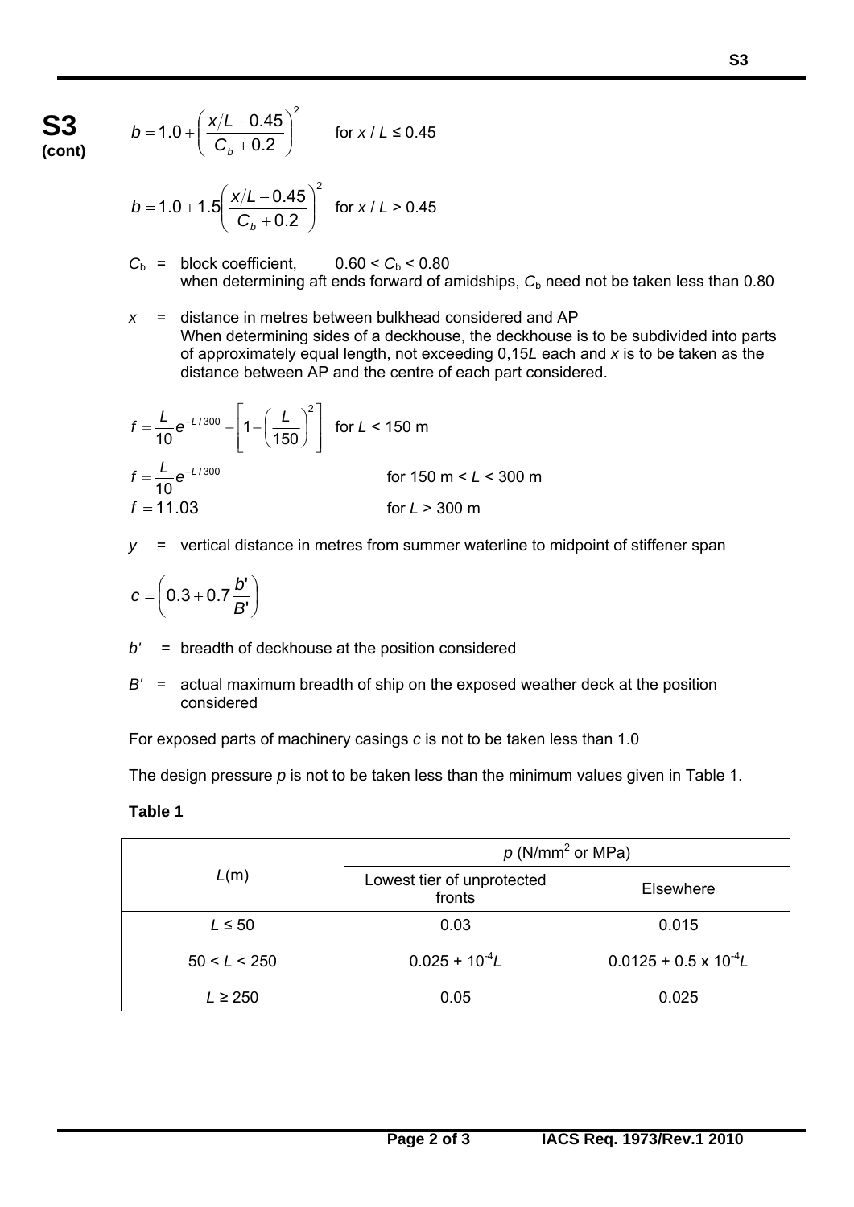**S3 (cont)**

$$b = 1.0 + \left( \frac{x/L - 0.45}{C_b + 0.2} \right)^2 \quad \text{for } x / L \leq 0.45$$

$$b = 1.0 + 1.5\left( \frac{x/L - 0.45}{C_b + 0.2} \right)^2 \quad \text{for } x / L > 0.45$$

$C_b$ = block coefficient, $0.60 < C_b < 0.80$
when determining aft ends forward of amidships, $C_b$ need not be taken less than 0.80

$x$ = distance in metres between bulkhead considered and AP
When determining sides of a deckhouse, the deckhouse is to be subdivided into parts of approximately equal length, not exceeding 0,15$L$ each and $x$ is to be taken as the distance between AP and the centre of each part considered.

$$f = \frac{L}{10} e^{-L/300} - \left[ 1 - \left( \frac{L}{150} \right)^2 \right] \quad \text{for } L < 150 \text{ m}$$

$$f = \frac{L}{10} e^{-L/300} \quad \text{for } 150 \text{ m} < L < 300 \text{ m}$$

$$f = 11.03 \quad \text{for } L > 300 \text{ m}$$

$y$ = vertical distance in metres from summer waterline to midpoint of stiffener span

$$c = \left( 0.3 + 0.7 \frac{b'}{B'} \right)$$

$b'$ = breadth of deckhouse at the position considered

$B'$ = actual maximum breadth of ship on the exposed weather deck at the position considered

For exposed parts of machinery casings $c$ is not to be taken less than 1.0

The design pressure $p$ is not to be taken less than the minimum values given in Table 1.

**Table 1**

| $L$(m) | $p$ (N/mm$^2$ or MPa) | |
|---|---|---|
| | Lowest tier of unprotected fronts | Elsewhere |
| $L \leq 50$ | 0.03 | 0.015 |
| $50 < L < 250$ | $0.025 + 10^{-4}L$ | $0.0125 + 0.5 \times 10^{-4}L$ |
| $L \geq 250$ | 0.05 | 0.025 |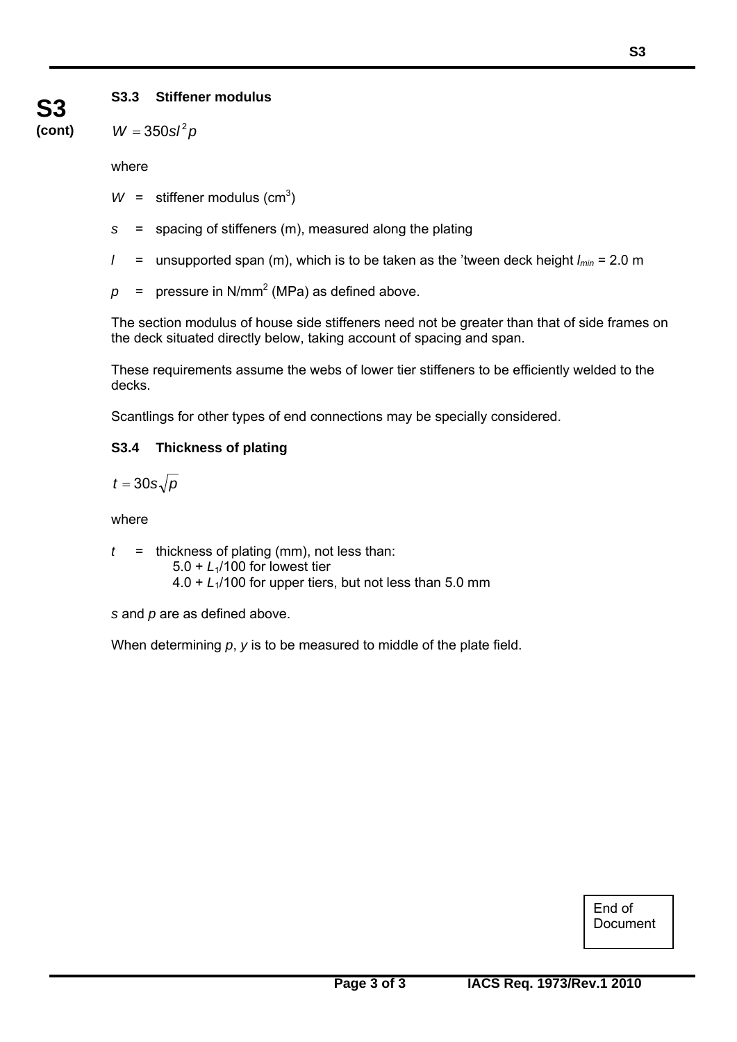### S3.3 Stiffener modulus

$$W = 350sl^2p$$

where

$W$ = stiffener modulus ($cm^3$)

$s$ = spacing of stiffeners (m), measured along the plating

$l$ = unsupported span (m), which is to be taken as the 'tween deck height $l_{min}$ = 2.0 m

$p$ = pressure in $N/mm^2$ (MPa) as defined above.

The section modulus of house side stiffeners need not be greater than that of side frames on the deck situated directly below, taking account of spacing and span.

These requirements assume the webs of lower tier stiffeners to be efficiently welded to the decks.

Scantlings for other types of end connections may be specially considered.

### S3.4 Thickness of plating

$$t = 30s\sqrt{p}$$

where

$t$ = thickness of plating (mm), not less than:
- $5.0 + L_1/100$ for lowest tier
- $4.0 + L_1/100$ for upper tiers, but not less than 5.0 mm

$s$ and $p$ are as defined above.

When determining $p$, $y$ is to be measured to middle of the plate field.

End of Document